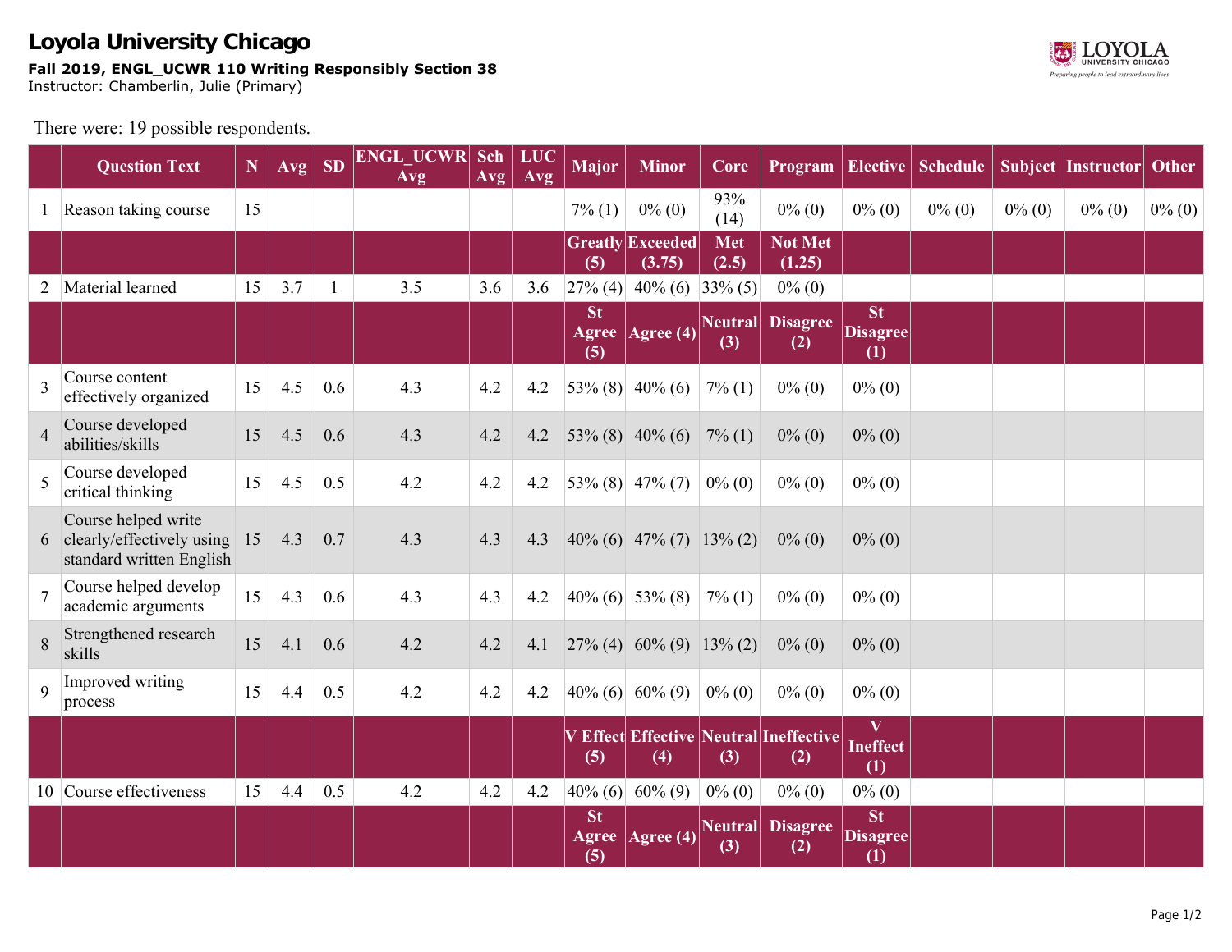# Loyola University Chicago

**Fall 2019, ENGL_UCWR 110 Writing Responsibly Section 38**
Instructor: Chamberlin, Julie (Primary)

There were: 19 possible respondents.

| | Question Text | N | Avg | SD | ENGL_UCWR Avg | Sch Avg | LUC Avg | Major | Minor | Core | Program | Elective | Schedule | Subject | Instructor | Other |
|---|---|---|---|---|---|---|---|---|---|---|---|---|---|---|---|---|
| 1 | Reason taking course | 15 | | | | | | 7% (1) | 0% (0) | 93% (14) | 0% (0) | 0% (0) | 0% (0) | 0% (0) | 0% (0) | 0% (0) |
| | | | | | | | | Greatly (5) | Exceeded (3.75) | Met (2.5) | Not Met (1.25) | | | | | |
| 2 | Material learned | 15 | 3.7 | 1 | 3.5 | 3.6 | 3.6 | 27% (4) | 40% (6) | 33% (5) | 0% (0) | | | | | |
| | | | | | | | | St Agree (5) | Agree (4) | Neutral (3) | Disagree (2) | St Disagree (1) | | | | |
| 3 | Course content effectively organized | 15 | 4.5 | 0.6 | 4.3 | 4.2 | 4.2 | 53% (8) | 40% (6) | 7% (1) | 0% (0) | 0% (0) | | | | |
| 4 | Course developed abilities/skills | 15 | 4.5 | 0.6 | 4.3 | 4.2 | 4.2 | 53% (8) | 40% (6) | 7% (1) | 0% (0) | 0% (0) | | | | |
| 5 | Course developed critical thinking | 15 | 4.5 | 0.5 | 4.2 | 4.2 | 4.2 | 53% (8) | 47% (7) | 0% (0) | 0% (0) | 0% (0) | | | | |
| 6 | Course helped write clearly/effectively using standard written English | 15 | 4.3 | 0.7 | 4.3 | 4.3 | 4.3 | 40% (6) | 47% (7) | 13% (2) | 0% (0) | 0% (0) | | | | |
| 7 | Course helped develop academic arguments | 15 | 4.3 | 0.6 | 4.3 | 4.3 | 4.2 | 40% (6) | 53% (8) | 7% (1) | 0% (0) | 0% (0) | | | | |
| 8 | Strengthened research skills | 15 | 4.1 | 0.6 | 4.2 | 4.2 | 4.1 | 27% (4) | 60% (9) | 13% (2) | 0% (0) | 0% (0) | | | | |
| 9 | Improved writing process | 15 | 4.4 | 0.5 | 4.2 | 4.2 | 4.2 | 40% (6) | 60% (9) | 0% (0) | 0% (0) | 0% (0) | | | | |
| | | | | | | | | V Effect (5) | Effective (4) | Neutral (3) | Ineffective (2) | V Ineffect (1) | | | | |
| 10 | Course effectiveness | 15 | 4.4 | 0.5 | 4.2 | 4.2 | 4.2 | 40% (6) | 60% (9) | 0% (0) | 0% (0) | 0% (0) | | | | |
| | | | | | | | | St Agree (5) | Agree (4) | Neutral (3) | Disagree (2) | St Disagree (1) | | | | |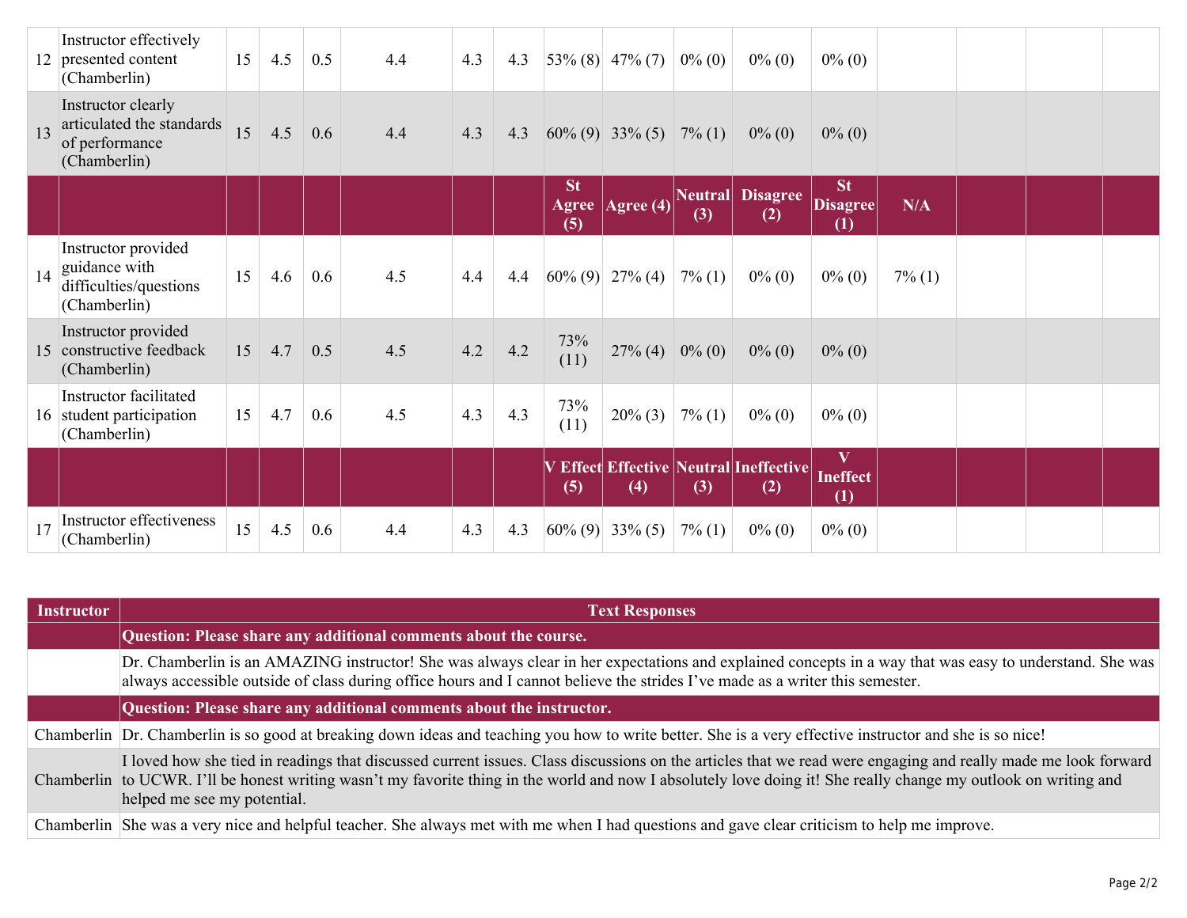| | | | | | | | | | | | | | | | | | |
|---|---|---|---|---|---|---|---|---|---|---|---|---|---|---|---|---|---|
| 12 | Instructor effectively presented content (Chamberlin) | 15 | 4.5 | 0.5 | 4.4 | 4.3 | 4.3 | 53% (8) | 47% (7) | 0% (0) | 0% (0) | 0% (0) | | | | |
| 13 | Instructor clearly articulated the standards of performance (Chamberlin) | 15 | 4.5 | 0.6 | 4.4 | 4.3 | 4.3 | 60% (9) | 33% (5) | 7% (1) | 0% (0) | 0% (0) | | | | |
| | | | | | | | | **St Agree (5)** | **Agree (4)** | **Neutral (3)** | **Disagree (2)** | **St Disagree (1)** | **N/A** | | | |
| 14 | Instructor provided guidance with difficulties/questions (Chamberlin) | 15 | 4.6 | 0.6 | 4.5 | 4.4 | 4.4 | 60% (9) | 27% (4) | 7% (1) | 0% (0) | 0% (0) | 7% (1) | | | |
| 15 | Instructor provided constructive feedback (Chamberlin) | 15 | 4.7 | 0.5 | 4.5 | 4.2 | 4.2 | 73% (11) | 27% (4) | 0% (0) | 0% (0) | 0% (0) | | | | |
| 16 | Instructor facilitated student participation (Chamberlin) | 15 | 4.7 | 0.6 | 4.5 | 4.3 | 4.3 | 73% (11) | 20% (3) | 7% (1) | 0% (0) | 0% (0) | | | | |
| | | | | | | | | **V Effect (5)** | **Effective (4)** | **Neutral (3)** | **Ineffective (2)** | **V Ineffect (1)** | | | | |
| 17 | Instructor effectiveness (Chamberlin) | 15 | 4.5 | 0.6 | 4.4 | 4.3 | 4.3 | 60% (9) | 33% (5) | 7% (1) | 0% (0) | 0% (0) | | | | |

| Instructor | Text Responses |
|---|---|
| | **Question: Please share any additional comments about the course.** |
| | Dr. Chamberlin is an AMAZING instructor! She was always clear in her expectations and explained concepts in a way that was easy to understand. She was always accessible outside of class during office hours and I cannot believe the strides I've made as a writer this semester. |
| | **Question: Please share any additional comments about the instructor.** |
| Chamberlin | Dr. Chamberlin is so good at breaking down ideas and teaching you how to write better. She is a very effective instructor and she is so nice! |
| Chamberlin | I loved how she tied in readings that discussed current issues. Class discussions on the articles that we read were engaging and really made me look forward to UCWR. I'll be honest writing wasn't my favorite thing in the world and now I absolutely love doing it! She really change my outlook on writing and helped me see my potential. |
| Chamberlin | She was a very nice and helpful teacher. She always met with me when I had questions and gave clear criticism to help me improve. |